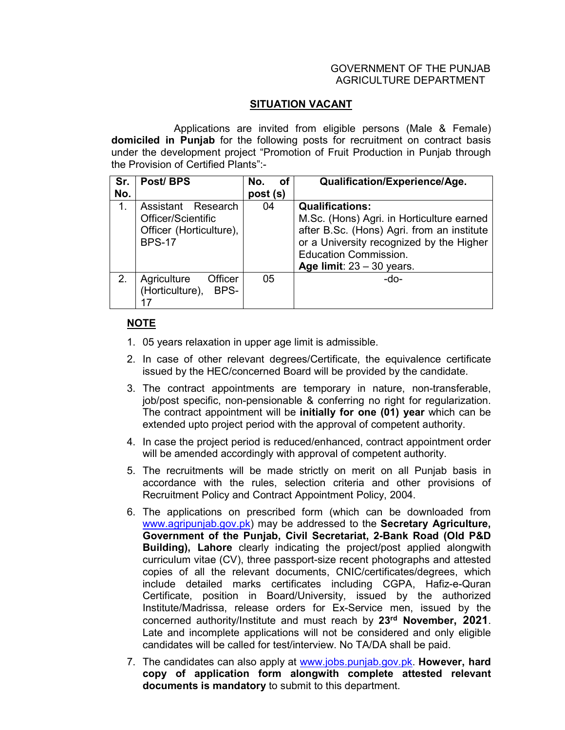GOVERNMENT OF THE PUNJAB
AGRICULTURE DEPARTMENT

## SITUATION VACANT

Applications are invited from eligible persons (Male & Female) **domiciled in Punjab** for the following posts for recruitment on contract basis under the development project "Promotion of Fruit Production in Punjab through the Provision of Certified Plants":-

| Sr. No. | Post/ BPS | No. of post (s) | Qualification/Experience/Age. |
|---|---|---|---|
| 1. | Assistant Research Officer/Scientific Officer (Horticulture), BPS-17 | 04 | **Qualifications:** M.Sc. (Hons) Agri. in Horticulture earned after B.Sc. (Hons) Agri. from an institute or a University recognized by the Higher Education Commission. **Age limit**: 23 – 30 years. |
| 2. | Agriculture Officer (Horticulture), BPS-17 | 05 | -do- |

**NOTE**

1. 05 years relaxation in upper age limit is admissible.
2. In case of other relevant degrees/Certificate, the equivalence certificate issued by the HEC/concerned Board will be provided by the candidate.
3. The contract appointments are temporary in nature, non-transferable, job/post specific, non-pensionable & conferring no right for regularization. The contract appointment will be **initially for one (01) year** which can be extended upto project period with the approval of competent authority.
4. In case the project period is reduced/enhanced, contract appointment order will be amended accordingly with approval of competent authority.
5. The recruitments will be made strictly on merit on all Punjab basis in accordance with the rules, selection criteria and other provisions of Recruitment Policy and Contract Appointment Policy, 2004.
6. The applications on prescribed form (which can be downloaded from www.agripunjab.gov.pk) may be addressed to the **Secretary Agriculture, Government of the Punjab, Civil Secretariat, 2-Bank Road (Old P&D Building), Lahore** clearly indicating the project/post applied alongwith curriculum vitae (CV), three passport-size recent photographs and attested copies of all the relevant documents, CNIC/certificates/degrees, which include detailed marks certificates including CGPA, Hafiz-e-Quran Certificate, position in Board/University, issued by the authorized Institute/Madrissa, release orders for Ex-Service men, issued by the concerned authority/Institute and must reach by **23rd November, 2021**. Late and incomplete applications will not be considered and only eligible candidates will be called for test/interview. No TA/DA shall be paid.
7. The candidates can also apply at www.jobs.punjab.gov.pk. **However, hard copy of application form alongwith complete attested relevant documents is mandatory** to submit to this department.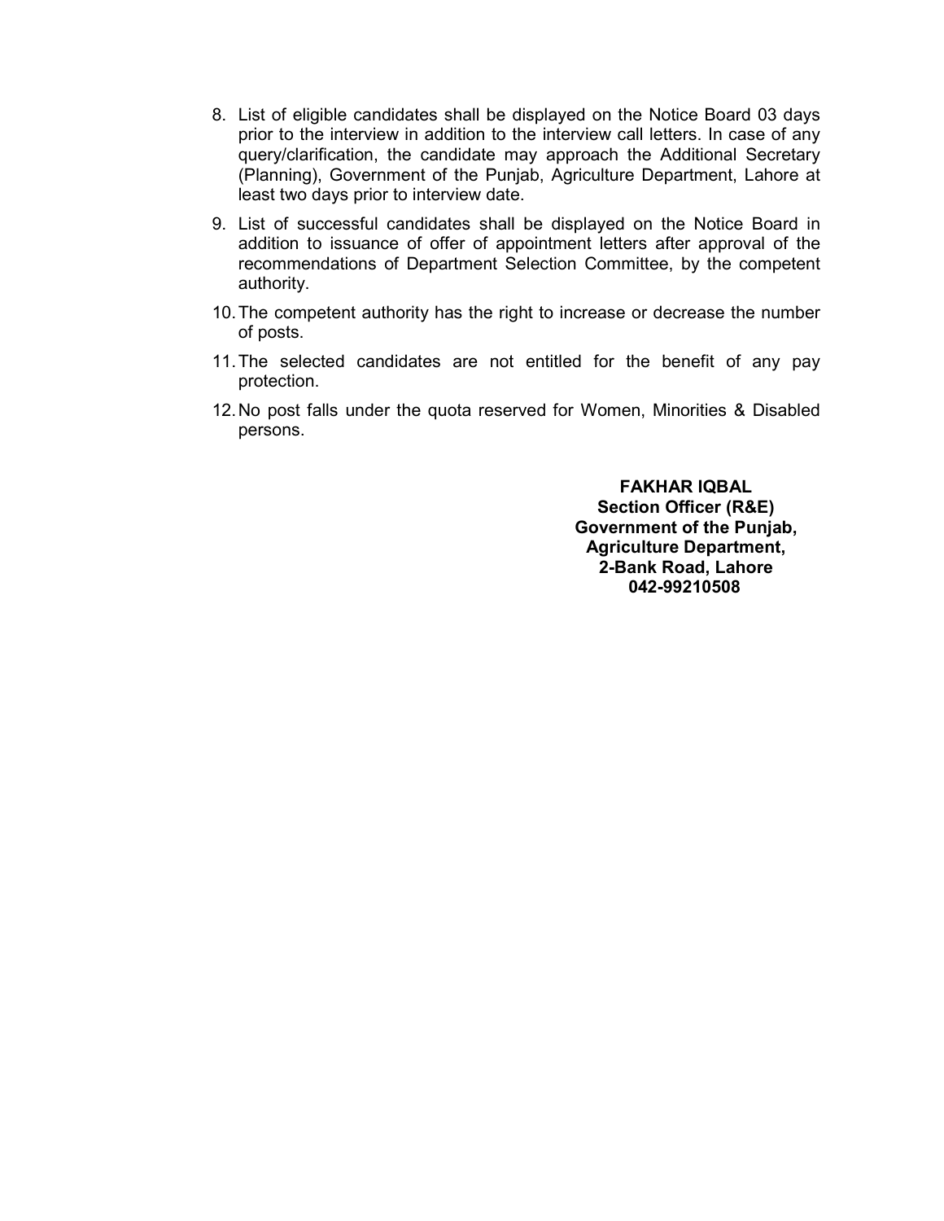8. List of eligible candidates shall be displayed on the Notice Board 03 days prior to the interview in addition to the interview call letters. In case of any query/clarification, the candidate may approach the Additional Secretary (Planning), Government of the Punjab, Agriculture Department, Lahore at least two days prior to interview date.
9. List of successful candidates shall be displayed on the Notice Board in addition to issuance of offer of appointment letters after approval of the recommendations of Department Selection Committee, by the competent authority.
10. The competent authority has the right to increase or decrease the number of posts.
11. The selected candidates are not entitled for the benefit of any pay protection.
12. No post falls under the quota reserved for Women, Minorities & Disabled persons.

**FAKHAR IQBAL**
**Section Officer (R&E)**
**Government of the Punjab,**
**Agriculture Department,**
**2-Bank Road, Lahore**
**042-99210508**